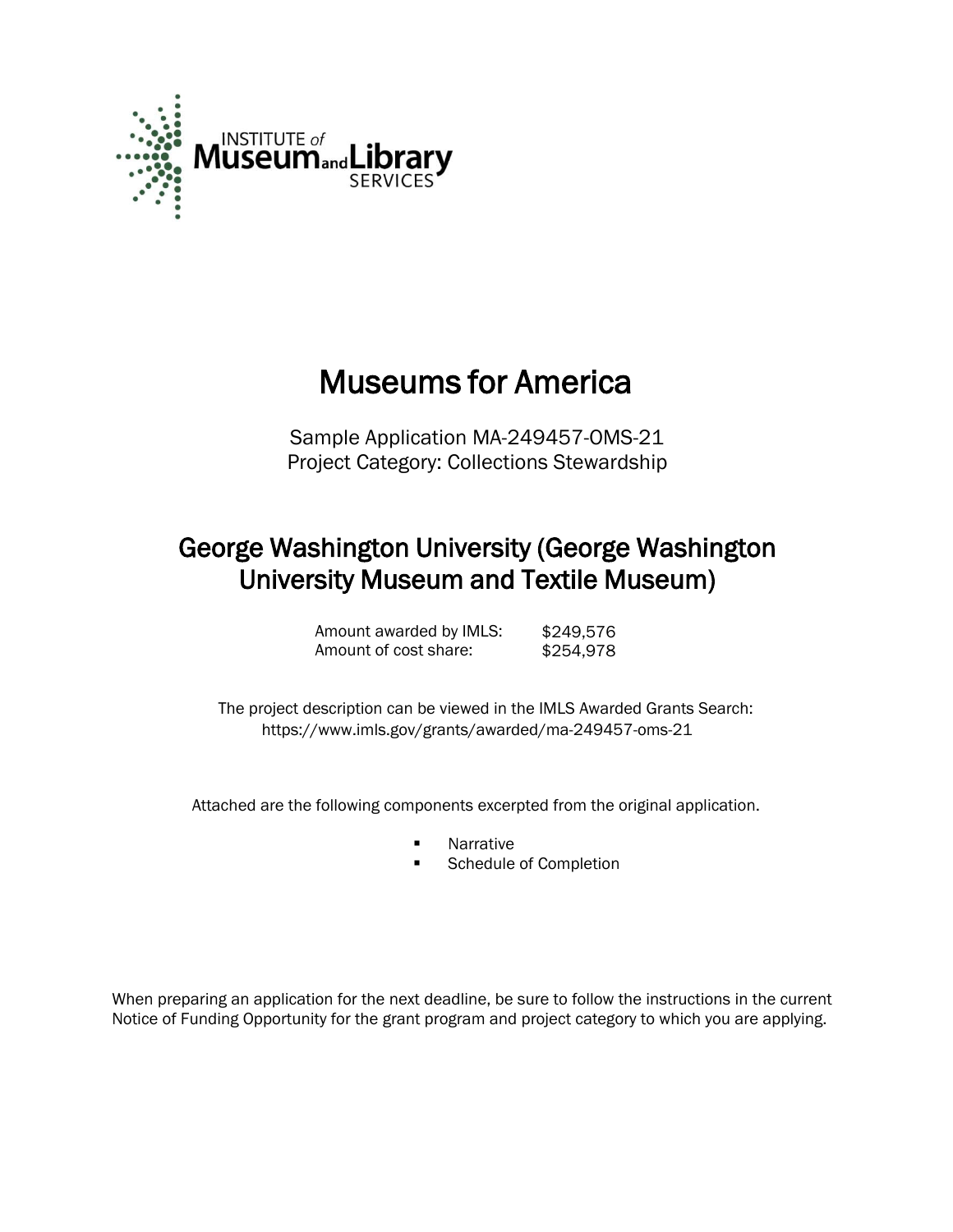INSTITUTE of Museum and Library SERVICES

# Museums for America

Sample Application MA-249457-OMS-21
Project Category: Collections Stewardship

## George Washington University (George Washington University Museum and Textile Museum)

| | |
|---|---|
| Amount awarded by IMLS: | $249,576 |
| Amount of cost share: | $254,978 |

The project description can be viewed in the IMLS Awarded Grants Search:
https://www.imls.gov/grants/awarded/ma-249457-oms-21

Attached are the following components excerpted from the original application.

- Narrative
- Schedule of Completion

When preparing an application for the next deadline, be sure to follow the instructions in the current Notice of Funding Opportunity for the grant program and project category to which you are applying.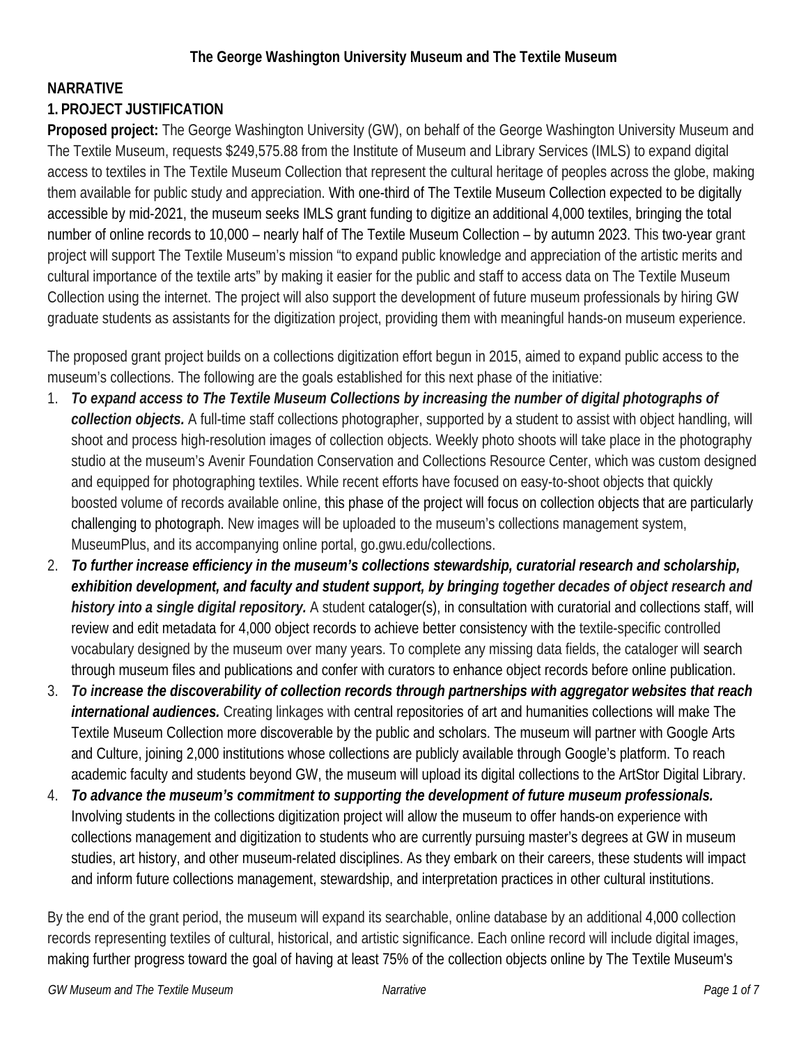**The George Washington University Museum and The Textile Museum**

## NARRATIVE

### 1. PROJECT JUSTIFICATION

**Proposed project:** The George Washington University (GW), on behalf of the George Washington University Museum and The Textile Museum, requests $249,575.88 from the Institute of Museum and Library Services (IMLS) to expand digital access to textiles in The Textile Museum Collection that represent the cultural heritage of peoples across the globe, making them available for public study and appreciation. With one-third of The Textile Museum Collection expected to be digitally accessible by mid-2021, the museum seeks IMLS grant funding to digitize an additional 4,000 textiles, bringing the total number of online records to 10,000 – nearly half of The Textile Museum Collection – by autumn 2023. This two-year grant project will support The Textile Museum's mission "to expand public knowledge and appreciation of the artistic merits and cultural importance of the textile arts" by making it easier for the public and staff to access data on The Textile Museum Collection using the internet. The project will also support the development of future museum professionals by hiring GW graduate students as assistants for the digitization project, providing them with meaningful hands-on museum experience.

The proposed grant project builds on a collections digitization effort begun in 2015, aimed to expand public access to the museum's collections. The following are the goals established for this next phase of the initiative:

1. ***To expand access to The Textile Museum Collections by increasing the number of digital photographs of collection objects.*** A full-time staff collections photographer, supported by a student to assist with object handling, will shoot and process high-resolution images of collection objects. Weekly photo shoots will take place in the photography studio at the museum's Avenir Foundation Conservation and Collections Resource Center, which was custom designed and equipped for photographing textiles. While recent efforts have focused on easy-to-shoot objects that quickly boosted volume of records available online, this phase of the project will focus on collection objects that are particularly challenging to photograph. New images will be uploaded to the museum's collections management system, MuseumPlus, and its accompanying online portal, go.gwu.edu/collections.
2. ***To further increase efficiency in the museum's collections stewardship, curatorial research and scholarship, exhibition development, and faculty and student support, by bringing together decades of object research and history into a single digital repository.*** A student cataloger(s), in consultation with curatorial and collections staff, will review and edit metadata for 4,000 object records to achieve better consistency with the textile-specific controlled vocabulary designed by the museum over many years. To complete any missing data fields, the cataloger will search through museum files and publications and confer with curators to enhance object records before online publication.
3. ***To increase the discoverability of collection records through partnerships with aggregator websites that reach international audiences.*** Creating linkages with central repositories of art and humanities collections will make The Textile Museum Collection more discoverable by the public and scholars. The museum will partner with Google Arts and Culture, joining 2,000 institutions whose collections are publicly available through Google's platform. To reach academic faculty and students beyond GW, the museum will upload its digital collections to the ArtStor Digital Library.
4. ***To advance the museum's commitment to supporting the development of future museum professionals.*** Involving students in the collections digitization project will allow the museum to offer hands-on experience with collections management and digitization to students who are currently pursuing master's degrees at GW in museum studies, art history, and other museum-related disciplines. As they embark on their careers, these students will impact and inform future collections management, stewardship, and interpretation practices in other cultural institutions.

By the end of the grant period, the museum will expand its searchable, online database by an additional 4,000 collection records representing textiles of cultural, historical, and artistic significance. Each online record will include digital images, making further progress toward the goal of having at least 75% of the collection objects online by The Textile Museum's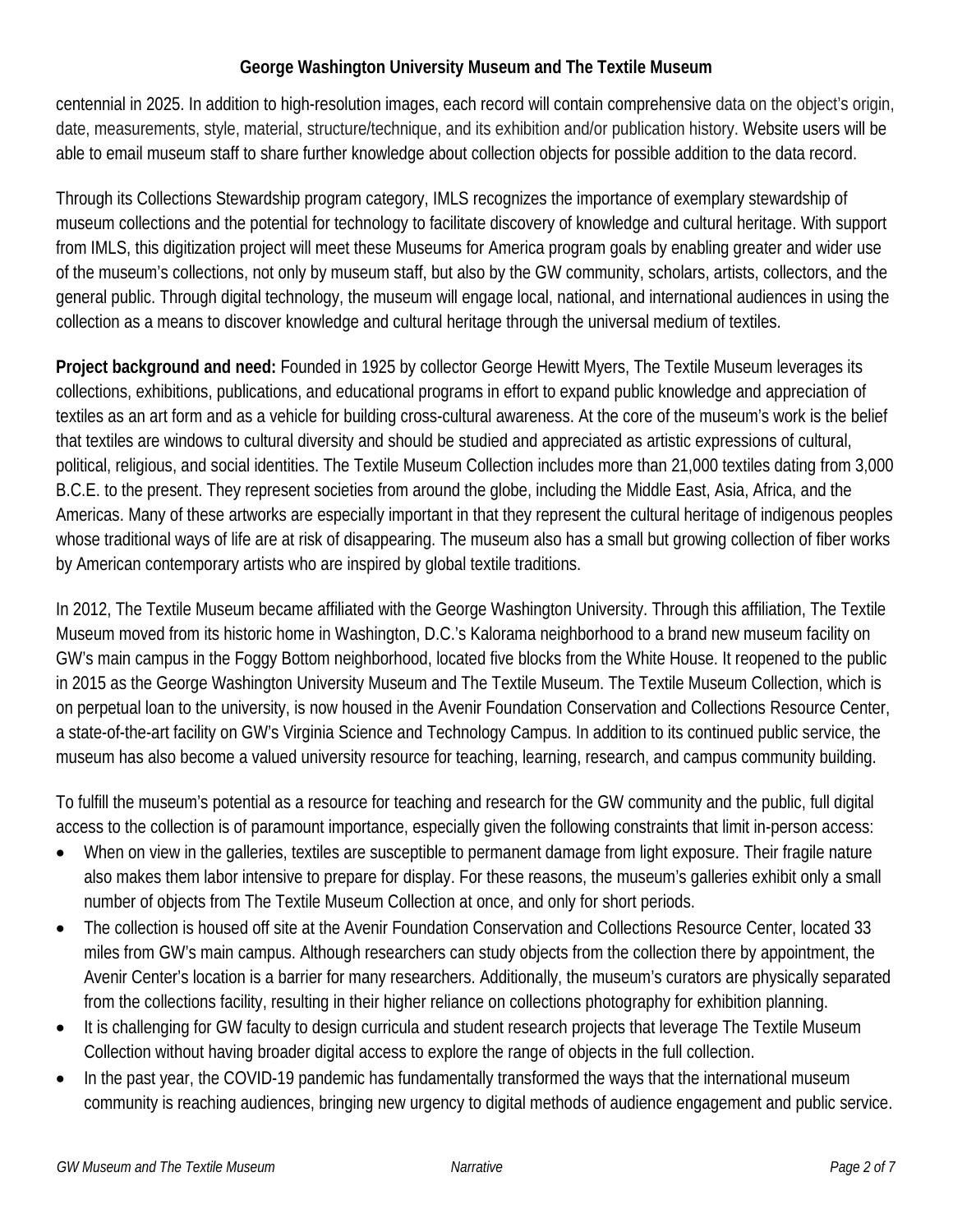centennial in 2025. In addition to high-resolution images, each record will contain comprehensive data on the object's origin, date, measurements, style, material, structure/technique, and its exhibition and/or publication history. Website users will be able to email museum staff to share further knowledge about collection objects for possible addition to the data record.

Through its Collections Stewardship program category, IMLS recognizes the importance of exemplary stewardship of museum collections and the potential for technology to facilitate discovery of knowledge and cultural heritage. With support from IMLS, this digitization project will meet these Museums for America program goals by enabling greater and wider use of the museum's collections, not only by museum staff, but also by the GW community, scholars, artists, collectors, and the general public. Through digital technology, the museum will engage local, national, and international audiences in using the collection as a means to discover knowledge and cultural heritage through the universal medium of textiles.

**Project background and need:** Founded in 1925 by collector George Hewitt Myers, The Textile Museum leverages its collections, exhibitions, publications, and educational programs in effort to expand public knowledge and appreciation of textiles as an art form and as a vehicle for building cross-cultural awareness. At the core of the museum's work is the belief that textiles are windows to cultural diversity and should be studied and appreciated as artistic expressions of cultural, political, religious, and social identities. The Textile Museum Collection includes more than 21,000 textiles dating from 3,000 B.C.E. to the present. They represent societies from around the globe, including the Middle East, Asia, Africa, and the Americas. Many of these artworks are especially important in that they represent the cultural heritage of indigenous peoples whose traditional ways of life are at risk of disappearing. The museum also has a small but growing collection of fiber works by American contemporary artists who are inspired by global textile traditions.

In 2012, The Textile Museum became affiliated with the George Washington University. Through this affiliation, The Textile Museum moved from its historic home in Washington, D.C.'s Kalorama neighborhood to a brand new museum facility on GW's main campus in the Foggy Bottom neighborhood, located five blocks from the White House. It reopened to the public in 2015 as the George Washington University Museum and The Textile Museum. The Textile Museum Collection, which is on perpetual loan to the university, is now housed in the Avenir Foundation Conservation and Collections Resource Center, a state-of-the-art facility on GW's Virginia Science and Technology Campus. In addition to its continued public service, the museum has also become a valued university resource for teaching, learning, research, and campus community building.

To fulfill the museum's potential as a resource for teaching and research for the GW community and the public, full digital access to the collection is of paramount importance, especially given the following constraints that limit in-person access:

- When on view in the galleries, textiles are susceptible to permanent damage from light exposure. Their fragile nature also makes them labor intensive to prepare for display. For these reasons, the museum's galleries exhibit only a small number of objects from The Textile Museum Collection at once, and only for short periods.
- The collection is housed off site at the Avenir Foundation Conservation and Collections Resource Center, located 33 miles from GW's main campus. Although researchers can study objects from the collection there by appointment, the Avenir Center's location is a barrier for many researchers. Additionally, the museum's curators are physically separated from the collections facility, resulting in their higher reliance on collections photography for exhibition planning.
- It is challenging for GW faculty to design curricula and student research projects that leverage The Textile Museum Collection without having broader digital access to explore the range of objects in the full collection.
- In the past year, the COVID-19 pandemic has fundamentally transformed the ways that the international museum community is reaching audiences, bringing new urgency to digital methods of audience engagement and public service.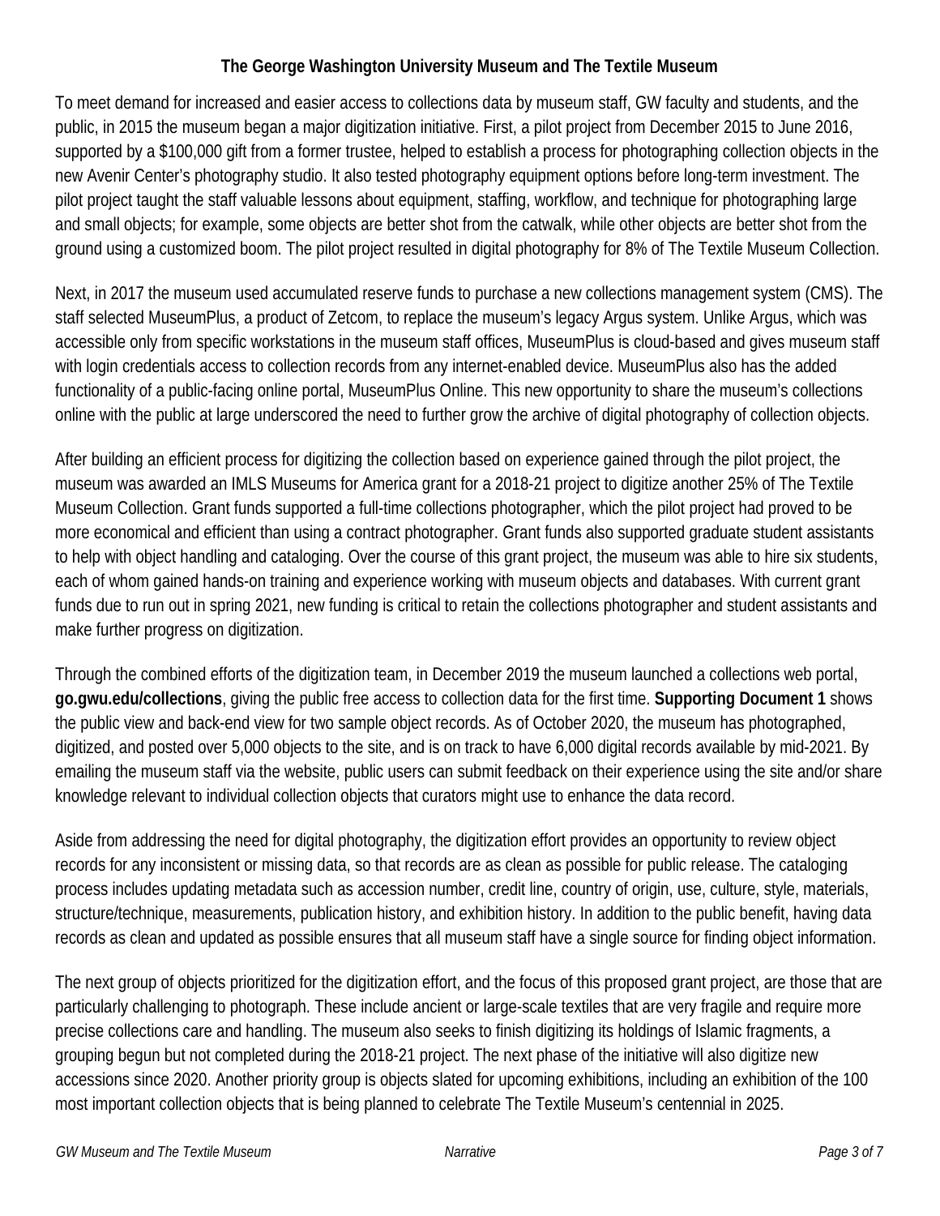**The George Washington University Museum and The Textile Museum**

To meet demand for increased and easier access to collections data by museum staff, GW faculty and students, and the public, in 2015 the museum began a major digitization initiative. First, a pilot project from December 2015 to June 2016, supported by a $100,000 gift from a former trustee, helped to establish a process for photographing collection objects in the new Avenir Center's photography studio. It also tested photography equipment options before long-term investment. The pilot project taught the staff valuable lessons about equipment, staffing, workflow, and technique for photographing large and small objects; for example, some objects are better shot from the catwalk, while other objects are better shot from the ground using a customized boom. The pilot project resulted in digital photography for 8% of The Textile Museum Collection.

Next, in 2017 the museum used accumulated reserve funds to purchase a new collections management system (CMS). The staff selected MuseumPlus, a product of Zetcom, to replace the museum's legacy Argus system. Unlike Argus, which was accessible only from specific workstations in the museum staff offices, MuseumPlus is cloud-based and gives museum staff with login credentials access to collection records from any internet-enabled device. MuseumPlus also has the added functionality of a public-facing online portal, MuseumPlus Online. This new opportunity to share the museum's collections online with the public at large underscored the need to further grow the archive of digital photography of collection objects.

After building an efficient process for digitizing the collection based on experience gained through the pilot project, the museum was awarded an IMLS Museums for America grant for a 2018-21 project to digitize another 25% of The Textile Museum Collection. Grant funds supported a full-time collections photographer, which the pilot project had proved to be more economical and efficient than using a contract photographer. Grant funds also supported graduate student assistants to help with object handling and cataloging. Over the course of this grant project, the museum was able to hire six students, each of whom gained hands-on training and experience working with museum objects and databases. With current grant funds due to run out in spring 2021, new funding is critical to retain the collections photographer and student assistants and make further progress on digitization.

Through the combined efforts of the digitization team, in December 2019 the museum launched a collections web portal, **go.gwu.edu/collections**, giving the public free access to collection data for the first time. **Supporting Document 1** shows the public view and back-end view for two sample object records. As of October 2020, the museum has photographed, digitized, and posted over 5,000 objects to the site, and is on track to have 6,000 digital records available by mid-2021. By emailing the museum staff via the website, public users can submit feedback on their experience using the site and/or share knowledge relevant to individual collection objects that curators might use to enhance the data record.

Aside from addressing the need for digital photography, the digitization effort provides an opportunity to review object records for any inconsistent or missing data, so that records are as clean as possible for public release. The cataloging process includes updating metadata such as accession number, credit line, country of origin, use, culture, style, materials, structure/technique, measurements, publication history, and exhibition history. In addition to the public benefit, having data records as clean and updated as possible ensures that all museum staff have a single source for finding object information.

The next group of objects prioritized for the digitization effort, and the focus of this proposed grant project, are those that are particularly challenging to photograph. These include ancient or large-scale textiles that are very fragile and require more precise collections care and handling. The museum also seeks to finish digitizing its holdings of Islamic fragments, a grouping begun but not completed during the 2018-21 project. The next phase of the initiative will also digitize new accessions since 2020. Another priority group is objects slated for upcoming exhibitions, including an exhibition of the 100 most important collection objects that is being planned to celebrate The Textile Museum's centennial in 2025.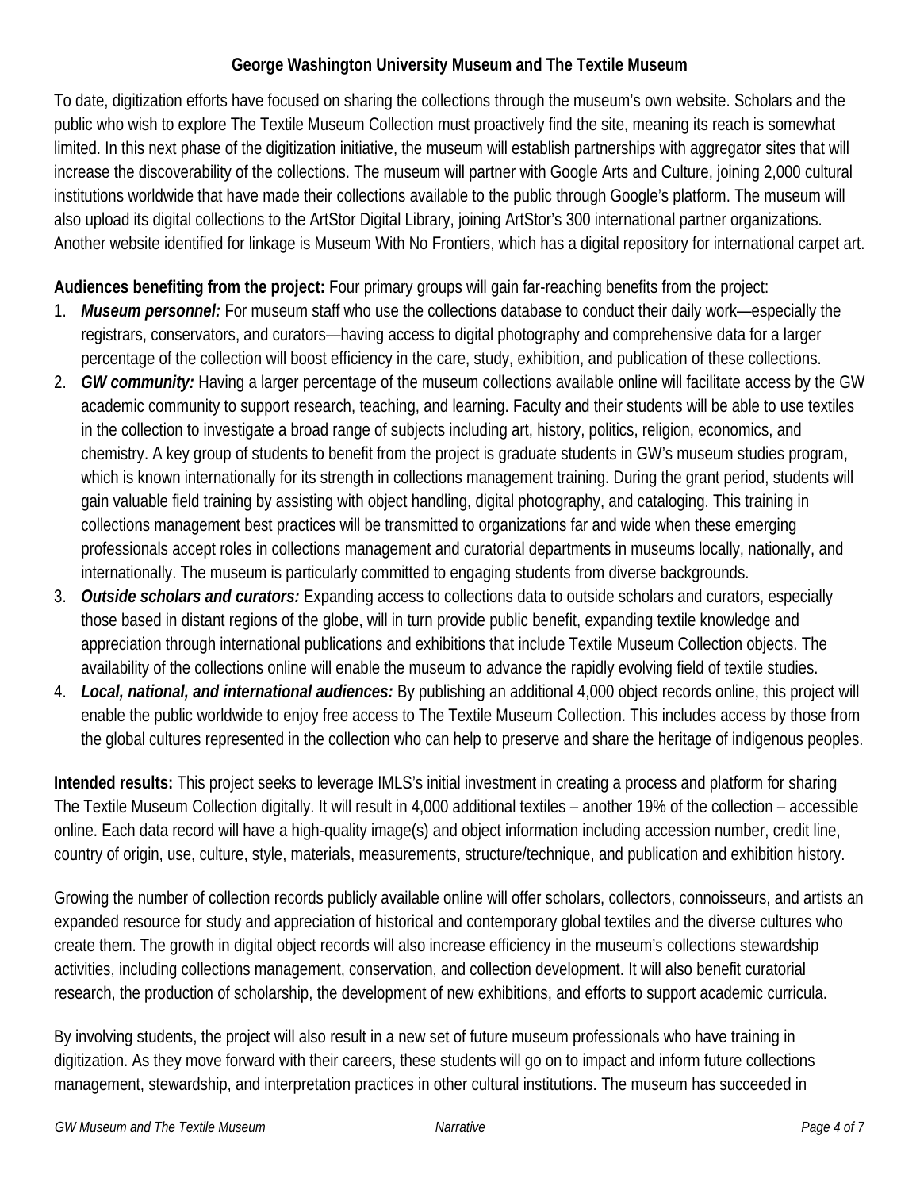To date, digitization efforts have focused on sharing the collections through the museum's own website. Scholars and the public who wish to explore The Textile Museum Collection must proactively find the site, meaning its reach is somewhat limited. In this next phase of the digitization initiative, the museum will establish partnerships with aggregator sites that will increase the discoverability of the collections. The museum will partner with Google Arts and Culture, joining 2,000 cultural institutions worldwide that have made their collections available to the public through Google's platform. The museum will also upload its digital collections to the ArtStor Digital Library, joining ArtStor's 300 international partner organizations. Another website identified for linkage is Museum With No Frontiers, which has a digital repository for international carpet art.

**Audiences benefiting from the project:** Four primary groups will gain far-reaching benefits from the project:

1. ***Museum personnel:*** For museum staff who use the collections database to conduct their daily work—especially the registrars, conservators, and curators—having access to digital photography and comprehensive data for a larger percentage of the collection will boost efficiency in the care, study, exhibition, and publication of these collections.
2. ***GW community:*** Having a larger percentage of the museum collections available online will facilitate access by the GW academic community to support research, teaching, and learning. Faculty and their students will be able to use textiles in the collection to investigate a broad range of subjects including art, history, politics, religion, economics, and chemistry. A key group of students to benefit from the project is graduate students in GW's museum studies program, which is known internationally for its strength in collections management training. During the grant period, students will gain valuable field training by assisting with object handling, digital photography, and cataloging. This training in collections management best practices will be transmitted to organizations far and wide when these emerging professionals accept roles in collections management and curatorial departments in museums locally, nationally, and internationally. The museum is particularly committed to engaging students from diverse backgrounds.
3. ***Outside scholars and curators:*** Expanding access to collections data to outside scholars and curators, especially those based in distant regions of the globe, will in turn provide public benefit, expanding textile knowledge and appreciation through international publications and exhibitions that include Textile Museum Collection objects. The availability of the collections online will enable the museum to advance the rapidly evolving field of textile studies.
4. ***Local, national, and international audiences:*** By publishing an additional 4,000 object records online, this project will enable the public worldwide to enjoy free access to The Textile Museum Collection. This includes access by those from the global cultures represented in the collection who can help to preserve and share the heritage of indigenous peoples.

**Intended results:** This project seeks to leverage IMLS's initial investment in creating a process and platform for sharing The Textile Museum Collection digitally. It will result in 4,000 additional textiles – another 19% of the collection – accessible online. Each data record will have a high-quality image(s) and object information including accession number, credit line, country of origin, use, culture, style, materials, measurements, structure/technique, and publication and exhibition history.

Growing the number of collection records publicly available online will offer scholars, collectors, connoisseurs, and artists an expanded resource for study and appreciation of historical and contemporary global textiles and the diverse cultures who create them. The growth in digital object records will also increase efficiency in the museum's collections stewardship activities, including collections management, conservation, and collection development. It will also benefit curatorial research, the production of scholarship, the development of new exhibitions, and efforts to support academic curricula.

By involving students, the project will also result in a new set of future museum professionals who have training in digitization. As they move forward with their careers, these students will go on to impact and inform future collections management, stewardship, and interpretation practices in other cultural institutions. The museum has succeeded in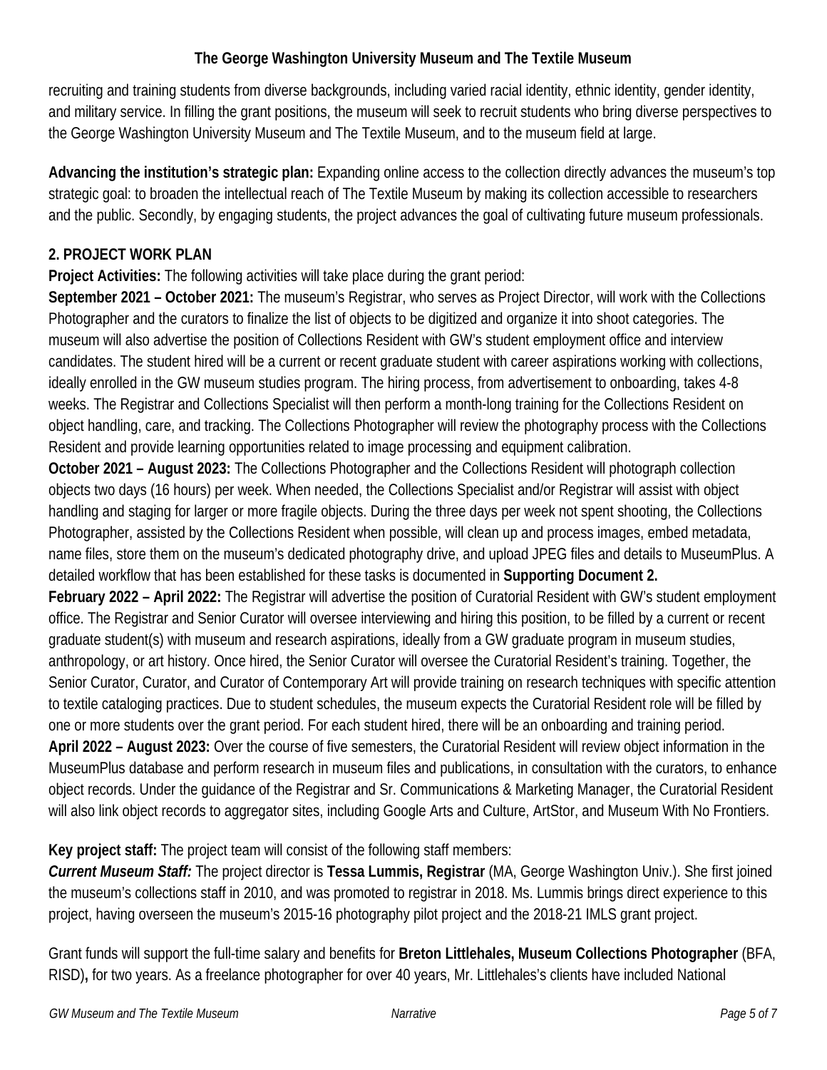recruiting and training students from diverse backgrounds, including varied racial identity, ethnic identity, gender identity, and military service. In filling the grant positions, the museum will seek to recruit students who bring diverse perspectives to the George Washington University Museum and The Textile Museum, and to the museum field at large.

**Advancing the institution's strategic plan:** Expanding online access to the collection directly advances the museum's top strategic goal: to broaden the intellectual reach of The Textile Museum by making its collection accessible to researchers and the public. Secondly, by engaging students, the project advances the goal of cultivating future museum professionals.

## 2. PROJECT WORK PLAN

**Project Activities:** The following activities will take place during the grant period:

**September 2021 – October 2021:** The museum's Registrar, who serves as Project Director, will work with the Collections Photographer and the curators to finalize the list of objects to be digitized and organize it into shoot categories. The museum will also advertise the position of Collections Resident with GW's student employment office and interview candidates. The student hired will be a current or recent graduate student with career aspirations working with collections, ideally enrolled in the GW museum studies program. The hiring process, from advertisement to onboarding, takes 4-8 weeks. The Registrar and Collections Specialist will then perform a month-long training for the Collections Resident on object handling, care, and tracking. The Collections Photographer will review the photography process with the Collections Resident and provide learning opportunities related to image processing and equipment calibration.

**October 2021 – August 2023:** The Collections Photographer and the Collections Resident will photograph collection objects two days (16 hours) per week. When needed, the Collections Specialist and/or Registrar will assist with object handling and staging for larger or more fragile objects. During the three days per week not spent shooting, the Collections Photographer, assisted by the Collections Resident when possible, will clean up and process images, embed metadata, name files, store them on the museum's dedicated photography drive, and upload JPEG files and details to MuseumPlus. A detailed workflow that has been established for these tasks is documented in **Supporting Document 2.**

**February 2022 – April 2022:** The Registrar will advertise the position of Curatorial Resident with GW's student employment office. The Registrar and Senior Curator will oversee interviewing and hiring this position, to be filled by a current or recent graduate student(s) with museum and research aspirations, ideally from a GW graduate program in museum studies, anthropology, or art history. Once hired, the Senior Curator will oversee the Curatorial Resident's training. Together, the Senior Curator, Curator, and Curator of Contemporary Art will provide training on research techniques with specific attention to textile cataloging practices. Due to student schedules, the museum expects the Curatorial Resident role will be filled by one or more students over the grant period. For each student hired, there will be an onboarding and training period.

**April 2022 – August 2023:** Over the course of five semesters, the Curatorial Resident will review object information in the MuseumPlus database and perform research in museum files and publications, in consultation with the curators, to enhance object records. Under the guidance of the Registrar and Sr. Communications & Marketing Manager, the Curatorial Resident will also link object records to aggregator sites, including Google Arts and Culture, ArtStor, and Museum With No Frontiers.

**Key project staff:** The project team will consist of the following staff members:

***Current Museum Staff:*** The project director is **Tessa Lummis, Registrar** (MA, George Washington Univ.). She first joined the museum's collections staff in 2010, and was promoted to registrar in 2018. Ms. Lummis brings direct experience to this project, having overseen the museum's 2015-16 photography pilot project and the 2018-21 IMLS grant project.

Grant funds will support the full-time salary and benefits for **Breton Littlehales, Museum Collections Photographer** (BFA, RISD)**,** for two years. As a freelance photographer for over 40 years, Mr. Littlehales's clients have included National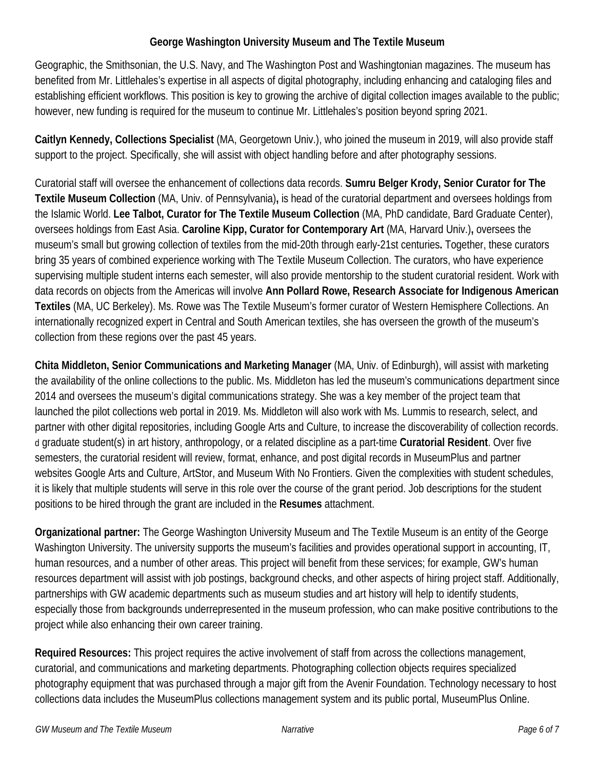Geographic, the Smithsonian, the U.S. Navy, and The Washington Post and Washingtonian magazines. The museum has benefited from Mr. Littlehales's expertise in all aspects of digital photography, including enhancing and cataloging files and establishing efficient workflows. This position is key to growing the archive of digital collection images available to the public; however, new funding is required for the museum to continue Mr. Littlehales's position beyond spring 2021.

**Caitlyn Kennedy, Collections Specialist** (MA, Georgetown Univ.), who joined the museum in 2019, will also provide staff support to the project. Specifically, she will assist with object handling before and after photography sessions.

Curatorial staff will oversee the enhancement of collections data records. **Sumru Belger Krody, Senior Curator for The Textile Museum Collection** (MA, Univ. of Pennsylvania)**,** is head of the curatorial department and oversees holdings from the Islamic World. **Lee Talbot, Curator for The Textile Museum Collection** (MA, PhD candidate, Bard Graduate Center), oversees holdings from East Asia. **Caroline Kipp, Curator for Contemporary Art** (MA, Harvard Univ.)**,** oversees the museum's small but growing collection of textiles from the mid-20th through early-21st centuries**.** Together, these curators bring 35 years of combined experience working with The Textile Museum Collection. The curators, who have experience supervising multiple student interns each semester, will also provide mentorship to the student curatorial resident. Work with data records on objects from the Americas will involve **Ann Pollard Rowe, Research Associate for Indigenous American Textiles** (MA, UC Berkeley). Ms. Rowe was The Textile Museum's former curator of Western Hemisphere Collections. An internationally recognized expert in Central and South American textiles, she has overseen the growth of the museum's collection from these regions over the past 45 years.

**Chita Middleton, Senior Communications and Marketing Manager** (MA, Univ. of Edinburgh), will assist with marketing the availability of the online collections to the public. Ms. Middleton has led the museum's communications department since 2014 and oversees the museum's digital communications strategy. She was a key member of the project team that launched the pilot collections web portal in 2019. Ms. Middleton will also work with Ms. Lummis to research, select, and partner with other digital repositories, including Google Arts and Culture, to increase the discoverability of collection records. d graduate student(s) in art history, anthropology, or a related discipline as a part-time **Curatorial Resident**. Over five semesters, the curatorial resident will review, format, enhance, and post digital records in MuseumPlus and partner websites Google Arts and Culture, ArtStor, and Museum With No Frontiers. Given the complexities with student schedules, it is likely that multiple students will serve in this role over the course of the grant period. Job descriptions for the student positions to be hired through the grant are included in the **Resumes** attachment.

**Organizational partner:** The George Washington University Museum and The Textile Museum is an entity of the George Washington University. The university supports the museum's facilities and provides operational support in accounting, IT, human resources, and a number of other areas. This project will benefit from these services; for example, GW's human resources department will assist with job postings, background checks, and other aspects of hiring project staff. Additionally, partnerships with GW academic departments such as museum studies and art history will help to identify students, especially those from backgrounds underrepresented in the museum profession, who can make positive contributions to the project while also enhancing their own career training.

**Required Resources:** This project requires the active involvement of staff from across the collections management, curatorial, and communications and marketing departments. Photographing collection objects requires specialized photography equipment that was purchased through a major gift from the Avenir Foundation. Technology necessary to host collections data includes the MuseumPlus collections management system and its public portal, MuseumPlus Online.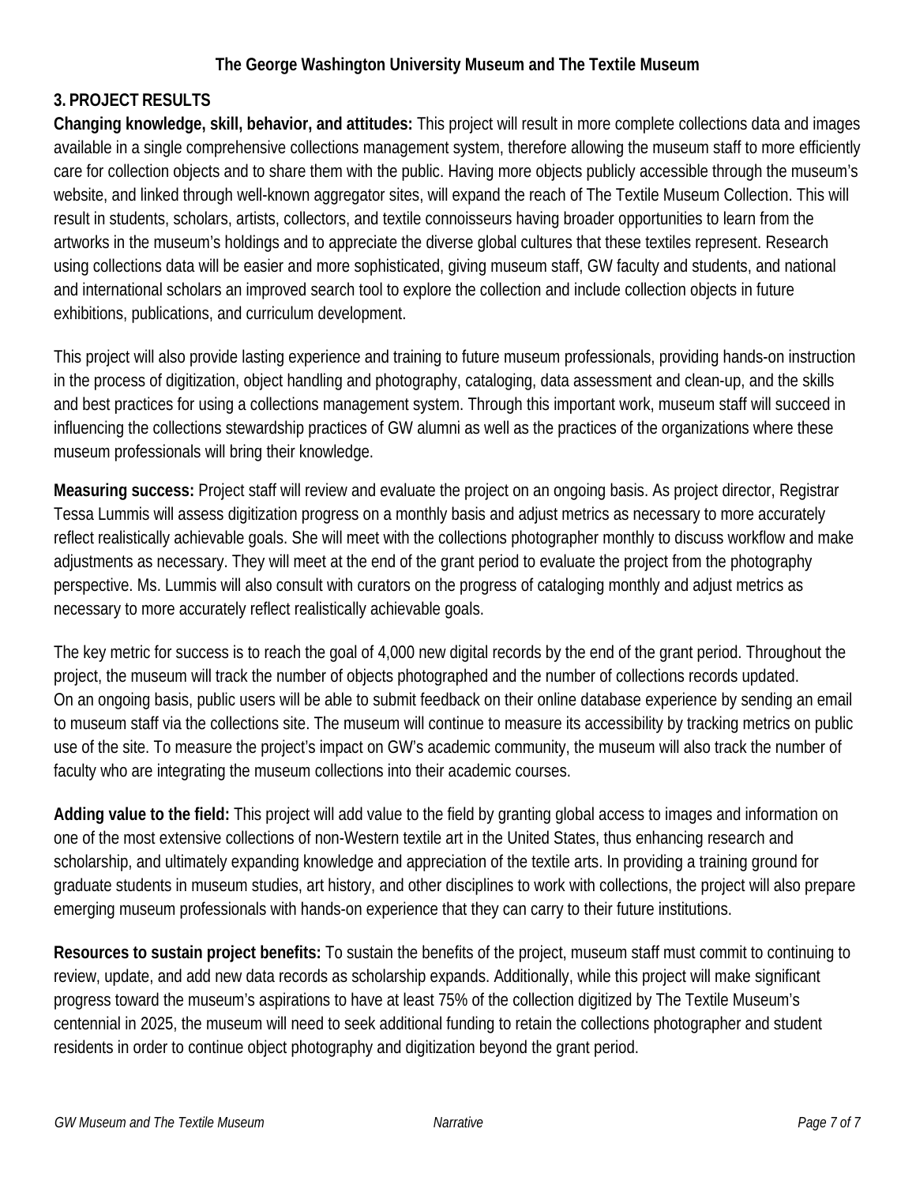### 3. PROJECT RESULTS

**Changing knowledge, skill, behavior, and attitudes:** This project will result in more complete collections data and images available in a single comprehensive collections management system, therefore allowing the museum staff to more efficiently care for collection objects and to share them with the public. Having more objects publicly accessible through the museum's website, and linked through well-known aggregator sites, will expand the reach of The Textile Museum Collection. This will result in students, scholars, artists, collectors, and textile connoisseurs having broader opportunities to learn from the artworks in the museum's holdings and to appreciate the diverse global cultures that these textiles represent. Research using collections data will be easier and more sophisticated, giving museum staff, GW faculty and students, and national and international scholars an improved search tool to explore the collection and include collection objects in future exhibitions, publications, and curriculum development.

This project will also provide lasting experience and training to future museum professionals, providing hands-on instruction in the process of digitization, object handling and photography, cataloging, data assessment and clean-up, and the skills and best practices for using a collections management system. Through this important work, museum staff will succeed in influencing the collections stewardship practices of GW alumni as well as the practices of the organizations where these museum professionals will bring their knowledge.

**Measuring success:** Project staff will review and evaluate the project on an ongoing basis. As project director, Registrar Tessa Lummis will assess digitization progress on a monthly basis and adjust metrics as necessary to more accurately reflect realistically achievable goals. She will meet with the collections photographer monthly to discuss workflow and make adjustments as necessary. They will meet at the end of the grant period to evaluate the project from the photography perspective. Ms. Lummis will also consult with curators on the progress of cataloging monthly and adjust metrics as necessary to more accurately reflect realistically achievable goals.

The key metric for success is to reach the goal of 4,000 new digital records by the end of the grant period. Throughout the project, the museum will track the number of objects photographed and the number of collections records updated. On an ongoing basis, public users will be able to submit feedback on their online database experience by sending an email to museum staff via the collections site. The museum will continue to measure its accessibility by tracking metrics on public use of the site. To measure the project's impact on GW's academic community, the museum will also track the number of faculty who are integrating the museum collections into their academic courses.

**Adding value to the field:** This project will add value to the field by granting global access to images and information on one of the most extensive collections of non-Western textile art in the United States, thus enhancing research and scholarship, and ultimately expanding knowledge and appreciation of the textile arts. In providing a training ground for graduate students in museum studies, art history, and other disciplines to work with collections, the project will also prepare emerging museum professionals with hands-on experience that they can carry to their future institutions.

**Resources to sustain project benefits:** To sustain the benefits of the project, museum staff must commit to continuing to review, update, and add new data records as scholarship expands. Additionally, while this project will make significant progress toward the museum's aspirations to have at least 75% of the collection digitized by The Textile Museum's centennial in 2025, the museum will need to seek additional funding to retain the collections photographer and student residents in order to continue object photography and digitization beyond the grant period.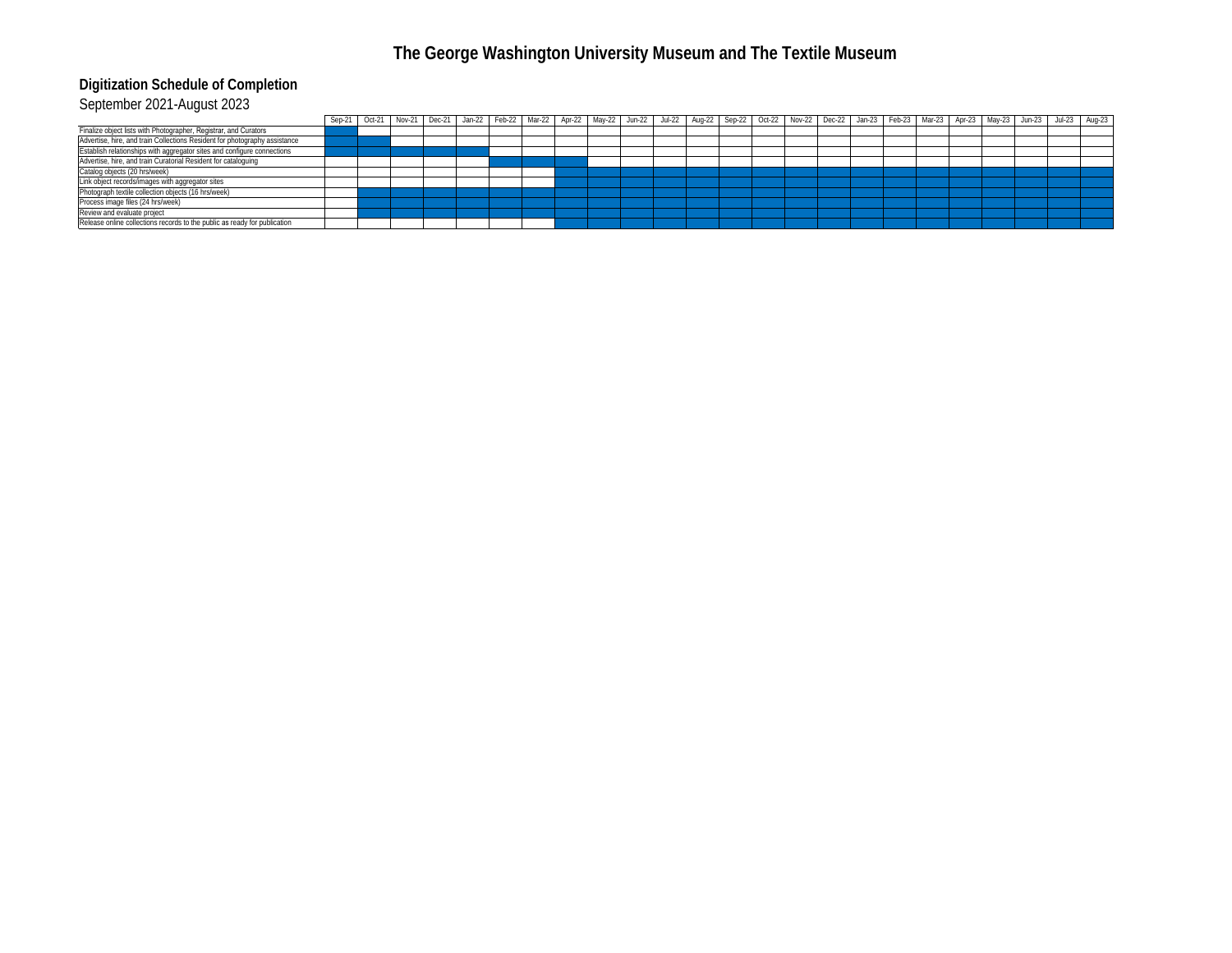# The George Washington University Museum and The Textile Museum

## Digitization Schedule of Completion

September 2021-August 2023

Sep-21 Oct-21 Nov-21 Dec-21 Jan-22 Feb-22 Mar-22 Apr-22 May-22 Jun-22 Jul-22 Aug-22 Sep-22 Oct-22 Nov-22 Dec-22 Jan-23 Feb-23 Mar-23 Apr-23 May-23 Jun-23 Jul-23 Aug-23

Finalize object lists with Photographer, Registrar, and Curators

Advertise, hire, and train Collections Resident for photography assistance

Establish relationships with aggregator sites and configure connections

Advertise, hire, and train Curatorial Resident for cataloguing

Catalog objects (20 hrs/week)

Link object records/images with aggregator sites

Photograph textile collection objects (16 hrs/week)

Process image files (24 hrs/week)

Review and evaluate project

Release online collections records to the public as ready for publication